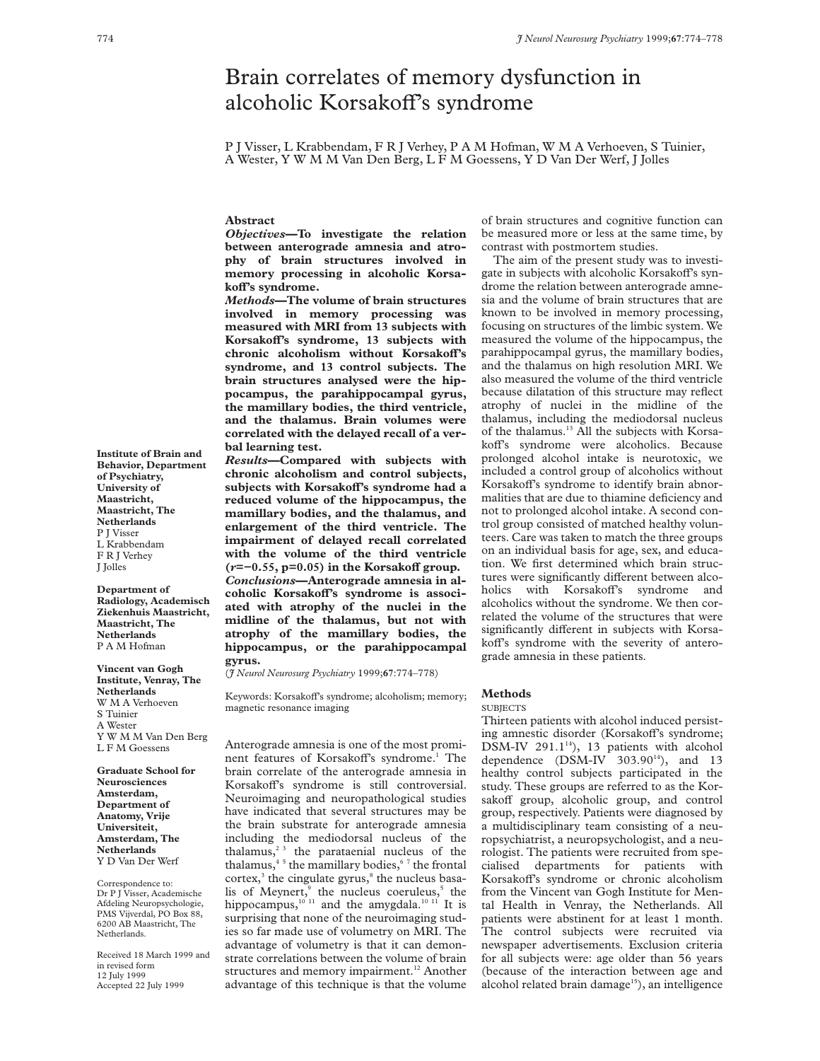# Brain correlates of memory dysfunction in alcoholic Korsakoff's syndrome

P J Visser, L Krabbendam, F R J Verhey, P A M Hofman, W M A Verhoeven, S Tuinier, A Wester, Y W M M Van Den Berg, L F M Goessens, Y D Van Der Werf, J Jolles

**Institute of Brain and Behavior, Department of Psychiatry, University of Maastricht, Maastricht, The Netherlands**
P J Visser
L Krabbendam
F R J Verhey
J Jolles

**Department of Radiology, Academisch Ziekenhuis Maastricht, Maastricht, The Netherlands**
P A M Hofman

**Vincent van Gogh Institute, Venray, The Netherlands**
W M A Verhoeven
S Tuinier
A Wester
Y W M M Van Den Berg
L F M Goessens

**Graduate School for Neurosciences Amsterdam, Department of Anatomy, Vrije Universiteit, Amsterdam, The Netherlands**
Y D Van Der Werf

Correspondence to: Dr P J Visser, Academische Afdeling Neuropsychologie, PMS Vijverdal, PO Box 88, 6200 AB Maastricht, The Netherlands.

Received 18 March 1999 and in revised form 12 July 1999
Accepted 22 July 1999

## Abstract

***Objectives*—To investigate the relation between anterograde amnesia and atrophy of brain structures involved in memory processing in alcoholic Korsakoff's syndrome.**

***Methods*—The volume of brain structures involved in memory processing was measured with MRI from 13 subjects with Korsakoff's syndrome, 13 subjects with chronic alcoholism without Korsakoff's syndrome, and 13 control subjects. The brain structures analysed were the hippocampus, the parahippocampal gyrus, the mamillary bodies, the third ventricle, and the thalamus. Brain volumes were correlated with the delayed recall of a verbal learning test.**

***Results*—Compared with subjects with chronic alcoholism and control subjects, subjects with Korsakoff's syndrome had a reduced volume of the hippocampus, the mamillary bodies, and the thalamus, and enlargement of the third ventricle. The impairment of delayed recall correlated with the volume of the third ventricle ($r=-0.55$, $p=0.05$) in the Korsakoff group.**

***Conclusions*—Anterograde amnesia in alcoholic Korsakoff's syndrome is associated with atrophy of the nuclei in the midline of the thalamus, but not with atrophy of the mamillary bodies, the hippocampus, or the parahippocampal gyrus.**

(*J Neurol Neurosurg Psychiatry* 1999;**67**:774–778)

Keywords: Korsakoff's syndrome; alcoholism; memory; magnetic resonance imaging

Anterograde amnesia is one of the most prominent features of Korsakoff's syndrome.[1] The brain correlate of the anterograde amnesia in Korsakoff's syndrome is still controversial. Neuroimaging and neuropathological studies have indicated that several structures may be the brain substrate for anterograde amnesia including the mediodorsal nucleus of the thalamus,[2 3] the parataenial nucleus of the thalamus,[4 5] the mamillary bodies,[6 7] the frontal cortex,[3] the cingulate gyrus,[8] the nucleus basalis of Meynert,[9] the nucleus coeruleus,[5] the hippocampus,[10 11] and the amygdala.[10 11] It is surprising that none of the neuroimaging studies so far made use of volumetry on MRI. The advantage of volumetry is that it can demonstrate correlations between the volume of brain structures and memory impairment.[12] Another advantage of this technique is that the volume of brain structures and cognitive function can be measured more or less at the same time, by contrast with postmortem studies.

The aim of the present study was to investigate in subjects with alcoholic Korsakoff's syndrome the relation between anterograde amnesia and the volume of brain structures that are known to be involved in memory processing, focusing on structures of the limbic system. We measured the volume of the hippocampus, the parahippocampal gyrus, the mamillary bodies, and the thalamus on high resolution MRI. We also measured the volume of the third ventricle because dilatation of this structure may reflect atrophy of nuclei in the midline of the thalamus, including the mediodorsal nucleus of the thalamus.[13] All the subjects with Korsakoff's syndrome were alcoholics. Because prolonged alcohol intake is neurotoxic, we included a control group of alcoholics without Korsakoff's syndrome to identify brain abnormalities that are due to thiamine deficiency and not to prolonged alcohol intake. A second control group consisted of matched healthy volunteers. Care was taken to match the three groups on an individual basis for age, sex, and education. We first determined which brain structures were significantly different between alcoholics with Korsakoff's syndrome and alcoholics without the syndrome. We then correlated the volume of the structures that were significantly different in subjects with Korsakoff's syndrome with the severity of anterograde amnesia in these patients.

## Methods

### SUBJECTS

Thirteen patients with alcohol induced persisting amnestic disorder (Korsakoff's syndrome; DSM-IV 291.1[14]), 13 patients with alcohol dependence (DSM-IV 303.90[14]), and 13 healthy control subjects participated in the study. These groups are referred to as the Korsakoff group, alcoholic group, and control group, respectively. Patients were diagnosed by a multidisciplinary team consisting of a neuropsychiatrist, a neuropsychologist, and a neurologist. The patients were recruited from specialised departments for patients with Korsakoff's syndrome or chronic alcoholism from the Vincent van Gogh Institute for Mental Health in Venray, the Netherlands. All patients were abstinent for at least 1 month. The control subjects were recruited via newspaper advertisements. Exclusion criteria for all subjects were: age older than 56 years (because of the interaction between age and alcohol related brain damage[15]), an intelligence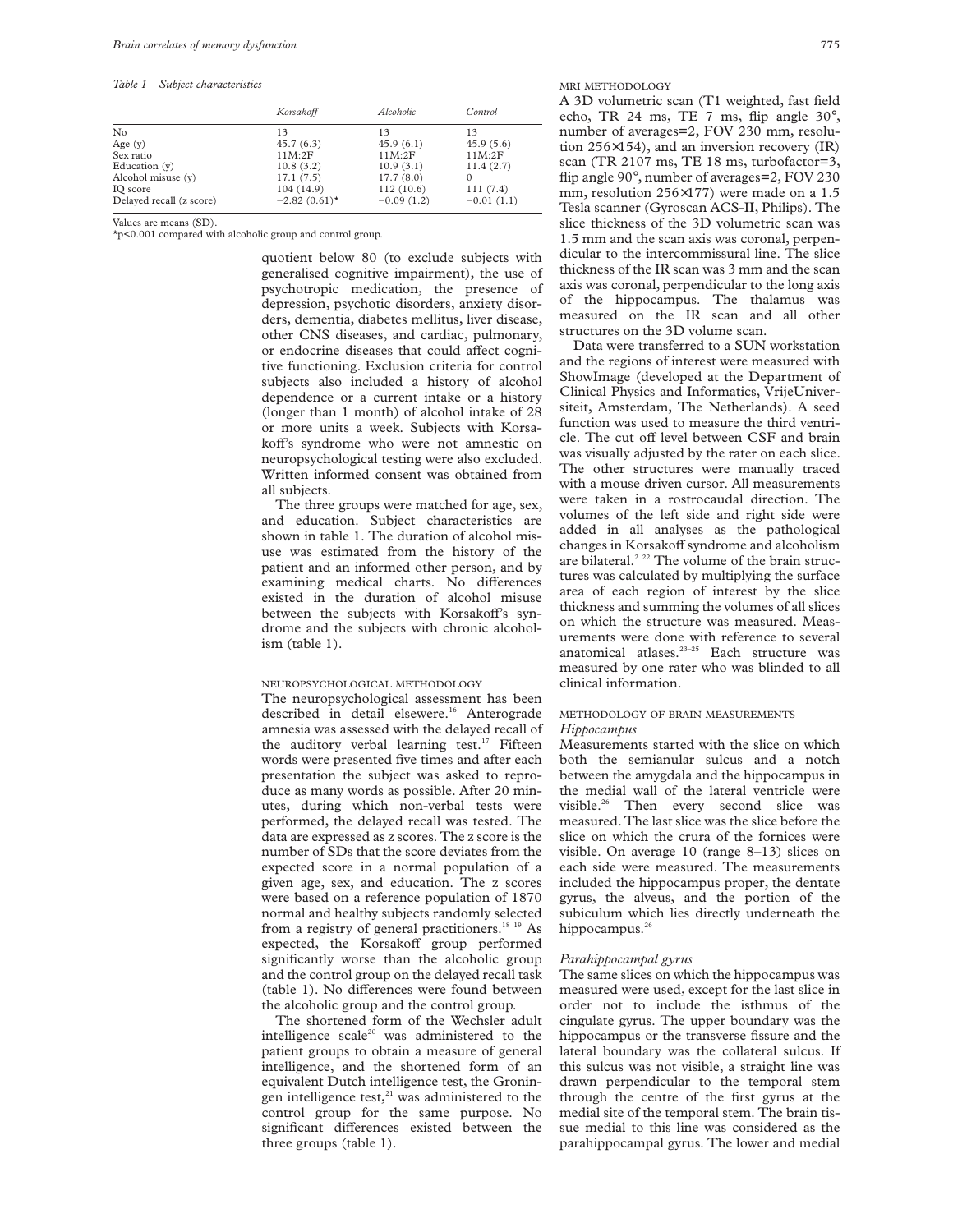*Table 1 Subject characteristics*

| | *Korsakoff* | *Alcoholic* | *Control* |
|---|---|---|---|
| No | 13 | 13 | 13 |
| Age (y) | 45.7 (6.3) | 45.9 (6.1) | 45.9 (5.6) |
| Sex ratio | 11M:2F | 11M:2F | 11M:2F |
| Education (y) | 10.8 (3.2) | 10.9 (3.1) | 11.4 (2.7) |
| Alcohol misuse (y) | 17.1 (7.5) | 17.7 (8.0) | 0 |
| IQ score | 104 (14.9) | 112 (10.6) | 111 (7.4) |
| Delayed recall (z score) | −2.82 (0.61)* | −0.09 (1.2) | −0.01 (1.1) |

Values are means (SD).
*p<0.001 compared with alcoholic group and control group.

quotient below 80 (to exclude subjects with generalised cognitive impairment), the use of psychotropic medication, the presence of depression, psychotic disorders, anxiety disorders, dementia, diabetes mellitus, liver disease, other CNS diseases, and cardiac, pulmonary, or endocrine diseases that could affect cognitive functioning. Exclusion criteria for control subjects also included a history of alcohol dependence or a current intake or a history (longer than 1 month) of alcohol intake of 28 or more units a week. Subjects with Korsakoff's syndrome who were not amnestic on neuropsychological testing were also excluded. Written informed consent was obtained from all subjects.

The three groups were matched for age, sex, and education. Subject characteristics are shown in table 1. The duration of alcohol misuse was estimated from the history of the patient and an informed other person, and by examining medical charts. No differences existed in the duration of alcohol misuse between the subjects with Korsakoff's syndrome and the subjects with chronic alcoholism (table 1).

### NEUROPSYCHOLOGICAL METHODOLOGY

The neuropsychological assessment has been described in detail elsewere.[16] Anterograde amnesia was assessed with the delayed recall of the auditory verbal learning test.[17] Fifteen words were presented five times and after each presentation the subject was asked to reproduce as many words as possible. After 20 minutes, during which non-verbal tests were performed, the delayed recall was tested. The data are expressed as z scores. The z score is the number of SDs that the score deviates from the expected score in a normal population of a given age, sex, and education. The z scores were based on a reference population of 1870 normal and healthy subjects randomly selected from a registry of general practitioners.[18 19] As expected, the Korsakoff group performed significantly worse than the alcoholic group and the control group on the delayed recall task (table 1). No differences were found between the alcoholic group and the control group.

The shortened form of the Wechsler adult intelligence scale[20] was administered to the patient groups to obtain a measure of general intelligence, and the shortened form of an equivalent Dutch intelligence test, the Groningen intelligence test,[21] was administered to the control group for the same purpose. No significant differences existed between the three groups (table 1).

### MRI METHODOLOGY

A 3D volumetric scan (T1 weighted, fast field echo, TR 24 ms, TE 7 ms, flip angle 30°, number of averages=2, FOV 230 mm, resolution 256×154), and an inversion recovery (IR) scan (TR 2107 ms, TE 18 ms, turbofactor=3, flip angle 90°, number of averages=2, FOV 230 mm, resolution 256×177) were made on a 1.5 Tesla scanner (Gyroscan ACS-II, Philips). The slice thickness of the 3D volumetric scan was 1.5 mm and the scan axis was coronal, perpendicular to the intercommissural line. The slice thickness of the IR scan was 3 mm and the scan axis was coronal, perpendicular to the long axis of the hippocampus. The thalamus was measured on the IR scan and all other structures on the 3D volume scan.

Data were transferred to a SUN workstation and the regions of interest were measured with ShowImage (developed at the Department of Clinical Physics and Informatics, VrijeUniversiteit, Amsterdam, The Netherlands). A seed function was used to measure the third ventricle. The cut off level between CSF and brain was visually adjusted by the rater on each slice. The other structures were manually traced with a mouse driven cursor. All measurements were taken in a rostrocaudal direction. The volumes of the left side and right side were added in all analyses as the pathological changes in Korsakoff syndrome and alcoholism are bilateral.[2 22] The volume of the brain structures was calculated by multiplying the surface area of each region of interest by the slice thickness and summing the volumes of all slices on which the structure was measured. Measurements were done with reference to several anatomical atlases.[23–25] Each structure was measured by one rater who was blinded to all clinical information.

### METHODOLOGY OF BRAIN MEASUREMENTS

#### *Hippocampus*

Measurements started with the slice on which both the semianular sulcus and a notch between the amygdala and the hippocampus in the medial wall of the lateral ventricle were visible.[26] Then every second slice was measured. The last slice was the slice before the slice on which the crura of the fornices were visible. On average 10 (range 8–13) slices on each side were measured. The measurements included the hippocampus proper, the dentate gyrus, the alveus, and the portion of the subiculum which lies directly underneath the hippocampus.[26]

#### *Parahippocampal gyrus*

The same slices on which the hippocampus was measured were used, except for the last slice in order not to include the isthmus of the cingulate gyrus. The upper boundary was the hippocampus or the transverse fissure and the lateral boundary was the collateral sulcus. If this sulcus was not visible, a straight line was drawn perpendicular to the temporal stem through the centre of the first gyrus at the medial site of the temporal stem. The brain tissue medial to this line was considered as the parahippocampal gyrus. The lower and medial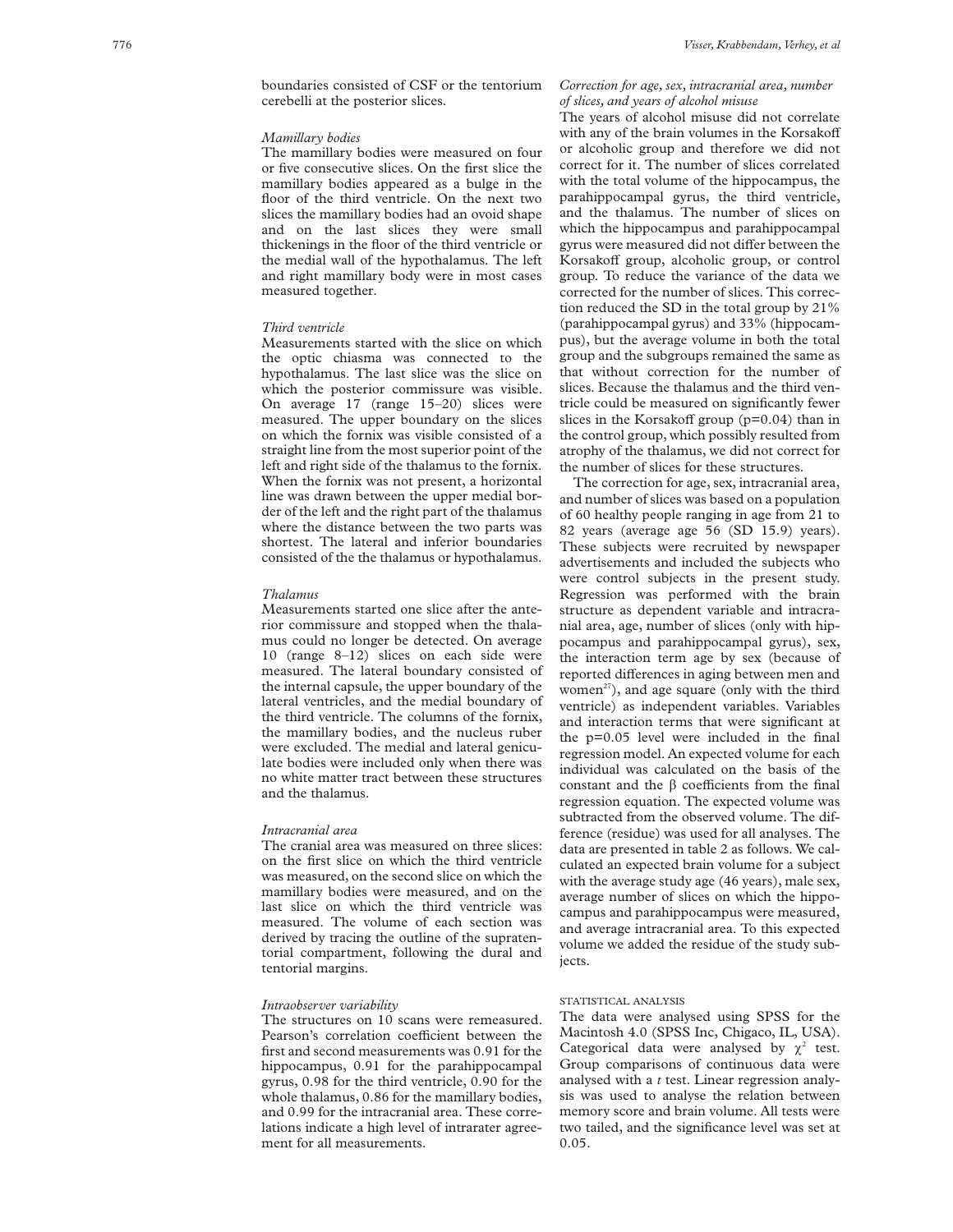boundaries consisted of CSF or the tentorium cerebelli at the posterior slices.

*Mamillary bodies*

The mamillary bodies were measured on four or five consecutive slices. On the first slice the mamillary bodies appeared as a bulge in the floor of the third ventricle. On the next two slices the mamillary bodies had an ovoid shape and on the last slices they were small thickenings in the floor of the third ventricle or the medial wall of the hypothalamus. The left and right mamillary body were in most cases measured together.

*Third ventricle*

Measurements started with the slice on which the optic chiasma was connected to the hypothalamus. The last slice was the slice on which the posterior commissure was visible. On average 17 (range 15–20) slices were measured. The upper boundary on the slices on which the fornix was visible consisted of a straight line from the most superior point of the left and right side of the thalamus to the fornix. When the fornix was not present, a horizontal line was drawn between the upper medial border of the left and the right part of the thalamus where the distance between the two parts was shortest. The lateral and inferior boundaries consisted of the the thalamus or hypothalamus.

*Thalamus*

Measurements started one slice after the anterior commissure and stopped when the thalamus could no longer be detected. On average 10 (range 8–12) slices on each side were measured. The lateral boundary consisted of the internal capsule, the upper boundary of the lateral ventricles, and the medial boundary of the third ventricle. The columns of the fornix, the mamillary bodies, and the nucleus ruber were excluded. The medial and lateral geniculate bodies were included only when there was no white matter tract between these structures and the thalamus.

*Intracranial area*

The cranial area was measured on three slices: on the first slice on which the third ventricle was measured, on the second slice on which the mamillary bodies were measured, and on the last slice on which the third ventricle was measured. The volume of each section was derived by tracing the outline of the supratentorial compartment, following the dural and tentorial margins.

*Intraobserver variability*

The structures on 10 scans were remeasured. Pearson's correlation coefficient between the first and second measurements was 0.91 for the hippocampus, 0.91 for the parahippocampal gyrus, 0.98 for the third ventricle, 0.90 for the whole thalamus, 0.86 for the mamillary bodies, and 0.99 for the intracranial area. These correlations indicate a high level of intrarater agreement for all measurements.

*Correction for age, sex, intracranial area, number of slices, and years of alcohol misuse*

The years of alcohol misuse did not correlate with any of the brain volumes in the Korsakoff or alcoholic group and therefore we did not correct for it. The number of slices correlated with the total volume of the hippocampus, the parahippocampal gyrus, the third ventricle, and the thalamus. The number of slices on which the hippocampus and parahippocampal gyrus were measured did not differ between the Korsakoff group, alcoholic group, or control group. To reduce the variance of the data we corrected for the number of slices. This correction reduced the SD in the total group by 21% (parahippocampal gyrus) and 33% (hippocampus), but the average volume in both the total group and the subgroups remained the same as that without correction for the number of slices. Because the thalamus and the third ventricle could be measured on significantly fewer slices in the Korsakoff group ($p=0.04$) than in the control group, which possibly resulted from atrophy of the thalamus, we did not correct for the number of slices for these structures.

The correction for age, sex, intracranial area, and number of slices was based on a population of 60 healthy people ranging in age from 21 to 82 years (average age 56 (SD 15.9) years). These subjects were recruited by newspaper advertisements and included the subjects who were control subjects in the present study. Regression was performed with the brain structure as dependent variable and intracranial area, age, number of slices (only with hippocampus and parahippocampal gyrus), sex, the interaction term age by sex (because of reported differences in aging between men and women[27]), and age square (only with the third ventricle) as independent variables. Variables and interaction terms that were significant at the $p=0.05$ level were included in the final regression model. An expected volume for each individual was calculated on the basis of the constant and the $\beta$ coefficients from the final regression equation. The expected volume was subtracted from the observed volume. The difference (residue) was used for all analyses. The data are presented in table 2 as follows. We calculated an expected brain volume for a subject with the average study age (46 years), male sex, average number of slices on which the hippocampus and parahippocampus were measured, and average intracranial area. To this expected volume we added the residue of the study subjects.

STATISTICAL ANALYSIS

The data were analysed using SPSS for the Macintosh 4.0 (SPSS Inc, Chigaco, IL, USA). Categorical data were analysed by $\chi^2$ test. Group comparisons of continuous data were analysed with a *t* test. Linear regression analysis was used to analyse the relation between memory score and brain volume. All tests were two tailed, and the significance level was set at 0.05.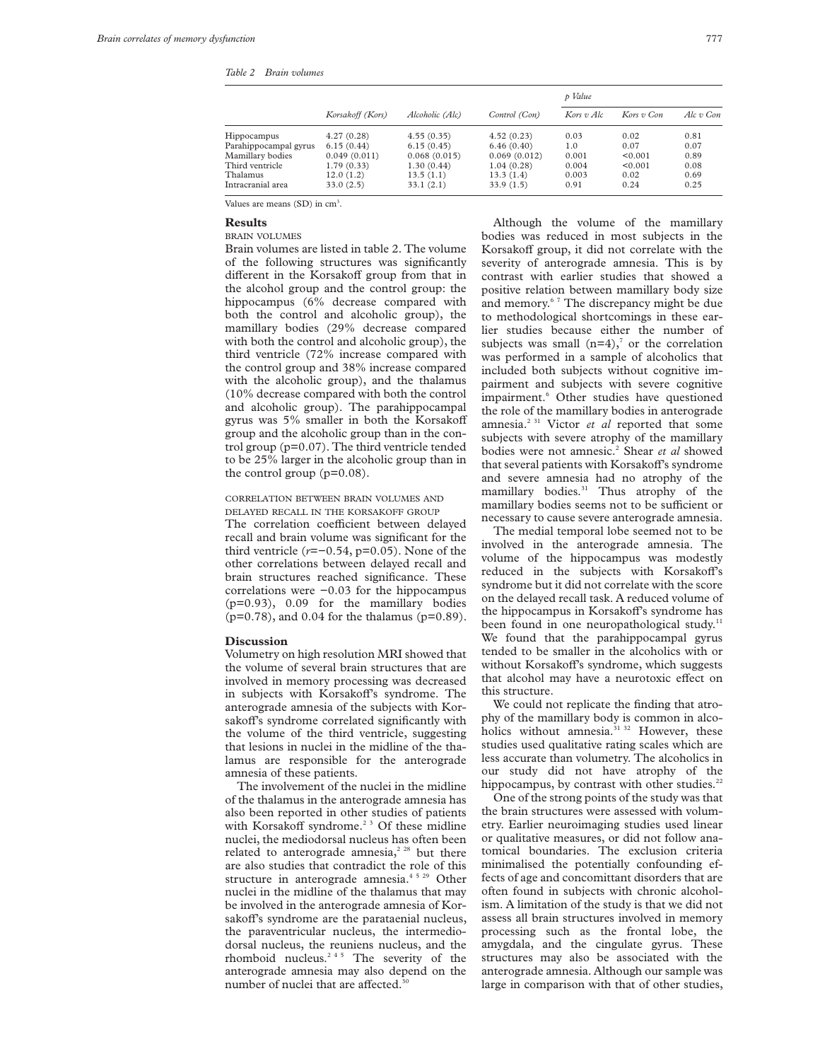*Table 2 Brain volumes*

| | Korsakoff (Kors) | Alcoholic (Alc) | Control (Con) | p Value | | |
|---|---|---|---|---|---|---|
| | | | | Kors v Alc | Kors v Con | Alc v Con |
| Hippocampus | 4.27 (0.28) | 4.55 (0.35) | 4.52 (0.23) | 0.03 | 0.02 | 0.81 |
| Parahippocampal gyrus | 6.15 (0.44) | 6.15 (0.45) | 6.46 (0.40) | 1.0 | 0.07 | 0.07 |
| Mamillary bodies | 0.049 (0.011) | 0.068 (0.015) | 0.069 (0.012) | 0.001 | <0.001 | 0.89 |
| Third ventricle | 1.79 (0.33) | 1.30 (0.44) | 1.04 (0.28) | 0.004 | <0.001 | 0.08 |
| Thalamus | 12.0 (1.2) | 13.5 (1.1) | 13.3 (1.4) | 0.003 | 0.02 | 0.69 |
| Intracranial area | 33.0 (2.5) | 33.1 (2.1) | 33.9 (1.5) | 0.91 | 0.24 | 0.25 |

Values are means (SD) in $cm^3$.

## Results

### BRAIN VOLUMES

Brain volumes are listed in table 2. The volume of the following structures was significantly different in the Korsakoff group from that in the alcohol group and the control group: the hippocampus (6% decrease compared with both the control and alcoholic group), the mamillary bodies (29% decrease compared with both the control and alcoholic group), the third ventricle (72% increase compared with the control group and 38% increase compared with the alcoholic group), and the thalamus (10% decrease compared with both the control and alcoholic group). The parahippocampal gyrus was 5% smaller in both the Korsakoff group and the alcoholic group than in the control group (p=0.07). The third ventricle tended to be 25% larger in the alcoholic group than in the control group (p=0.08).

### CORRELATION BETWEEN BRAIN VOLUMES AND DELAYED RECALL IN THE KORSAKOFF GROUP

The correlation coefficient between delayed recall and brain volume was significant for the third ventricle ($r=-0.54$, p=0.05). None of the other correlations between delayed recall and brain structures reached significance. These correlations were −0.03 for the hippocampus (p=0.93), 0.09 for the mamillary bodies (p=0.78), and 0.04 for the thalamus (p=0.89).

## Discussion

Volumetry on high resolution MRI showed that the volume of several brain structures that are involved in memory processing was decreased in subjects with Korsakoff's syndrome. The anterograde amnesia of the subjects with Korsakoff's syndrome correlated significantly with the volume of the third ventricle, suggesting that lesions in nuclei in the midline of the thalamus are responsible for the anterograde amnesia of these patients.

The involvement of the nuclei in the midline of the thalamus in the anterograde amnesia has also been reported in other studies of patients with Korsakoff syndrome.[2 3] Of these midline nuclei, the mediodorsal nucleus has often been related to anterograde amnesia,[2 28] but there are also studies that contradict the role of this structure in anterograde amnesia.[4 5 29] Other nuclei in the midline of the thalamus that may be involved in the anterograde amnesia of Korsakoff's syndrome are the parataenial nucleus, the paraventricular nucleus, the intermediodorsal nucleus, the reuniens nucleus, and the rhomboid nucleus.[2 4 5] The severity of the anterograde amnesia may also depend on the number of nuclei that are affected.[30]

Although the volume of the mamillary bodies was reduced in most subjects in the Korsakoff group, it did not correlate with the severity of anterograde amnesia. This is by contrast with earlier studies that showed a positive relation between mamillary body size and memory.[6 7] The discrepancy might be due to methodological shortcomings in these earlier studies because either the number of subjects was small (n=4),[7] or the correlation was performed in a sample of alcoholics that included both subjects without cognitive impairment and subjects with severe cognitive impairment.[6] Other studies have questioned the role of the mamillary bodies in anterograde amnesia.[2 31] Victor *et al* reported that some subjects with severe atrophy of the mamillary bodies were not amnesic.[2] Shear *et al* showed that several patients with Korsakoff's syndrome and severe amnesia had no atrophy of the mamillary bodies.[31] Thus atrophy of the mamillary bodies seems not to be sufficient or necessary to cause severe anterograde amnesia.

The medial temporal lobe seemed not to be involved in the anterograde amnesia. The volume of the hippocampus was modestly reduced in the subjects with Korsakoff's syndrome but it did not correlate with the score on the delayed recall task. A reduced volume of the hippocampus in Korsakoff's syndrome has been found in one neuropathological study.[11] We found that the parahippocampal gyrus tended to be smaller in the alcoholics with or without Korsakoff's syndrome, which suggests that alcohol may have a neurotoxic effect on this structure.

We could not replicate the finding that atrophy of the mamillary body is common in alcoholics without amnesia.[31 32] However, these studies used qualitative rating scales which are less accurate than volumetry. The alcoholics in our study did not have atrophy of the hippocampus, by contrast with other studies.[22]

One of the strong points of the study was that the brain structures were assessed with volumetry. Earlier neuroimaging studies used linear or qualitative measures, or did not follow anatomical boundaries. The exclusion criteria minimalised the potentially confounding effects of age and concomittant disorders that are often found in subjects with chronic alcoholism. A limitation of the study is that we did not assess all brain structures involved in memory processing such as the frontal lobe, the amygdala, and the cingulate gyrus. These structures may also be associated with the anterograde amnesia. Although our sample was large in comparison with that of other studies,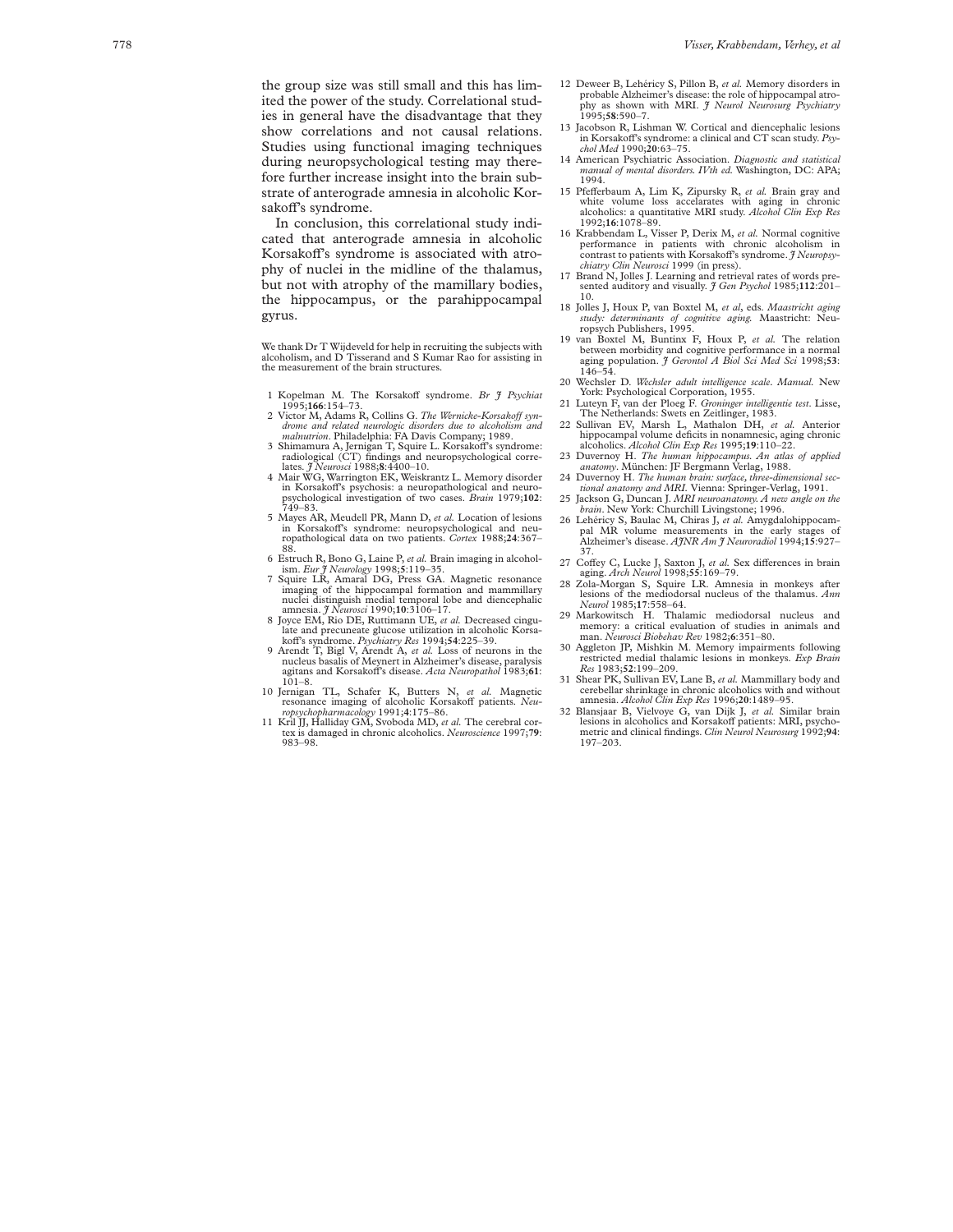the group size was still small and this has limited the power of the study. Correlational studies in general have the disadvantage that they show correlations and not causal relations. Studies using functional imaging techniques during neuropsychological testing may therefore further increase insight into the brain substrate of anterograde amnesia in alcoholic Korsakoff's syndrome.

In conclusion, this correlational study indicated that anterograde amnesia in alcoholic Korsakoff's syndrome is associated with atrophy of nuclei in the midline of the thalamus, but not with atrophy of the mamillary bodies, the hippocampus, or the parahippocampal gyrus.

We thank Dr T Wijdeveld for help in recruiting the subjects with alcoholism, and D Tisserand and S Kumar Rao for assisting in the measurement of the brain structures.

1 Kopelman M. The Korsakoff syndrome. *Br J Psychiat* 1995;**166**:154–73.
2 Victor M, Adams R, Collins G. *The Wernicke-Korsakoff syndrome and related neurologic disorders due to alcoholism and malnutrion*. Philadelphia: FA Davis Company; 1989.
3 Shimamura A, Jernigan T, Squire L. Korsakoff's syndrome: radiological (CT) findings and neuropsychological correlates. *J Neurosci* 1988;**8**:4400–10.
4 Mair WG, Warrington EK, Weiskrantz L. Memory disorder in Korsakoff's psychosis: a neuropathological and neuropsychological investigation of two cases. *Brain* 1979;**102**:749–83.
5 Mayes AR, Meudell PR, Mann D, *et al.* Location of lesions in Korsakoff's syndrome: neuropsychological and neuropathological data on two patients. *Cortex* 1988;**24**:367–88.
6 Estruch R, Bono G, Laine P, *et al.* Brain imaging in alcoholism. *Eur J Neurology* 1998;**5**:119–35.
7 Squire LR, Amaral DG, Press GA. Magnetic resonance imaging of the hippocampal formation and mammillary nuclei distinguish medial temporal lobe and diencephalic amnesia. *J Neurosci* 1990;**10**:3106–17.
8 Joyce EM, Rio DE, Ruttimann UE, *et al.* Decreased cingulate and precuneate glucose utilization in alcoholic Korsakoff's syndrome. *Psychiatry Res* 1994;**54**:225–39.
9 Arendt T, Bigl V, Arendt A, *et al.* Loss of neurons in the nucleus basalis of Meynert in Alzheimer's disease, paralysis agitans and Korsakoff's disease. *Acta Neuropathol* 1983;**61**:101–8.
10 Jernigan TL, Schafer K, Butters N, *et al.* Magnetic resonance imaging of alcoholic Korsakoff patients. *Neuropsychopharmacology* 1991;**4**:175–86.
11 Kril JJ, Halliday GM, Svoboda MD, *et al.* The cerebral cortex is damaged in chronic alcoholics. *Neuroscience* 1997;**79**:983–98.
12 Deweer B, Lehéricy S, Pillon B, *et al.* Memory disorders in probable Alzheimer's disease: the role of hippocampal atrophy as shown with MRI. *J Neurol Neurosurg Psychiatry* 1995;**58**:590–7.
13 Jacobson R, Lishman W. Cortical and diencephalic lesions in Korsakoff's syndrome: a clinical and CT scan study. *Psychol Med* 1990;**20**:63–75.
14 American Psychiatric Association. *Diagnostic and statistical manual of mental disorders. IVth ed.* Washington, DC: APA; 1994.
15 Pfefferbaum A, Lim K, Zipursky R, *et al.* Brain gray and white volume loss accelarates with aging in chronic alcoholics: a quantitative MRI study. *Alcohol Clin Exp Res* 1992;**16**:1078–89.
16 Krabbendam L, Visser P, Derix M, *et al.* Normal cognitive performance in patients with chronic alcoholism in contrast to patients with Korsakoff's syndrome. *J Neuropsychiatry Clin Neurosci* 1999 (in press).
17 Brand N, Jolles J. Learning and retrieval rates of words presented auditory and visually. *J Gen Psychol* 1985;**112**:201–10.
18 Jolles J, Houx P, van Boxtel M, *et al*, eds. *Maastricht aging study: determinants of cognitive aging.* Maastricht: Neuropsych Publishers, 1995.
19 van Boxtel M, Buntinx F, Houx P, *et al.* The relation between morbidity and cognitive performance in a normal aging population. *J Gerontol A Biol Sci Med Sci* 1998;**53**:146–54.
20 Wechsler D. *Wechsler adult intelligence scale. Manual.* New York: Psychological Corporation, 1955.
21 Luteyn F, van der Ploeg F. *Groninger intelligentie test.* Lisse, The Netherlands: Swets en Zeitlinger, 1983.
22 Sullivan EV, Marsh L, Mathalon DH, *et al.* Anterior hippocampal volume deficits in nonamnesic, aging chronic alcoholics. *Alcohol Clin Exp Res* 1995;**19**:110–22.
23 Duvernoy H. *The human hippocampus. An atlas of applied anatomy*. München: JF Bergmann Verlag, 1988.
24 Duvernoy H. *The human brain: surface, three-dimensional sectional anatomy and MRI.* Vienna: Springer-Verlag, 1991.
25 Jackson G, Duncan J. *MRI neuroanatomy. A new angle on the brain*. New York: Churchill Livingstone; 1996.
26 Lehéricy S, Baulac M, Chiras J, *et al.* Amygdalohippocampal MR volume measurements in the early stages of Alzheimer's disease. *AJNR Am J Neuroradiol* 1994;**15**:927–37.
27 Coffey C, Lucke J, Saxton J, *et al.* Sex differences in brain aging. *Arch Neurol* 1998;**55**:169–79.
28 Zola-Morgan S, Squire LR. Amnesia in monkeys after lesions of the mediodorsal nucleus of the thalamus. *Ann Neurol* 1985;**17**:558–64.
29 Markowitsch H. Thalamic mediodorsal nucleus and memory: a critical evaluation of studies in animals and man. *Neurosci Biobehav Rev* 1982;**6**:351–80.
30 Aggleton JP, Mishkin M. Memory impairments following restricted medial thalamic lesions in monkeys. *Exp Brain Res* 1983;**52**:199–209.
31 Shear PK, Sullivan EV, Lane B, *et al.* Mammillary body and cerebellar shrinkage in chronic alcoholics with and without amnesia. *Alcohol Clin Exp Res* 1996;**20**:1489–95.
32 Blansjaar B, Vielvoye G, van Dijk J, *et al.* Similar brain lesions in alcoholics and Korsakoff patients: MRI, psychometric and clinical findings. *Clin Neurol Neurosurg* 1992;**94**:197–203.